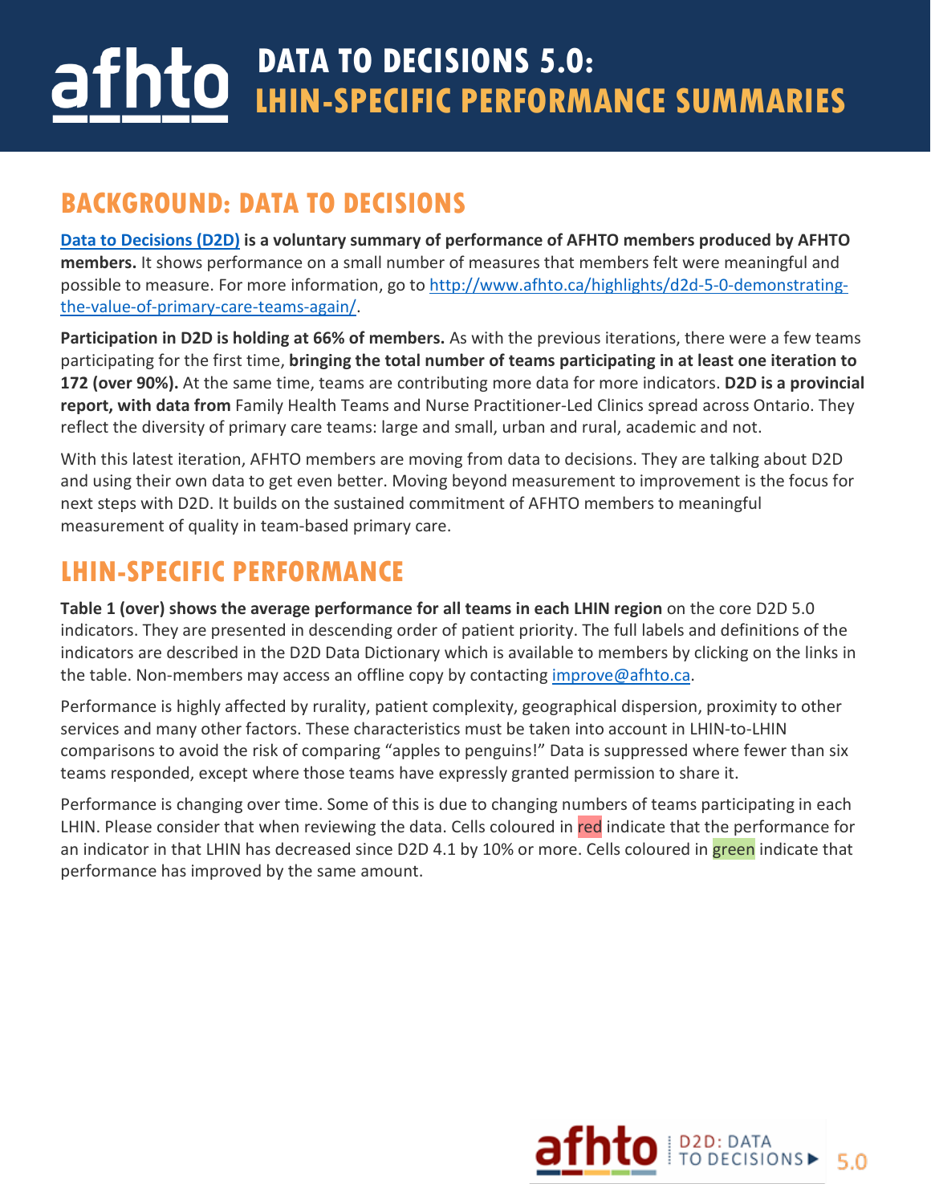# DATA TO DECISIONS 5.0: LHIN-SPECIFIC PERFORMANCE SUMMARIES

## BACKGROUND: DATA TO DECISIONS

**[Data to Decisions (D2D)](http://www.afhto.ca/highlights/d2d-5-0-demonstrating-the-value-of-primary-care-teams-again/) is a voluntary summary of performance of AFHTO members produced by AFHTO members.** It shows performance on a small number of measures that members felt were meaningful and possible to measure. For more information, go to http://www.afhto.ca/highlights/d2d-5-0-demonstrating-the-value-of-primary-care-teams-again/.

**Participation in D2D is holding at 66% of members.** As with the previous iterations, there were a few teams participating for the first time, **bringing the total number of teams participating in at least one iteration to 172 (over 90%).** At the same time, teams are contributing more data for more indicators. **D2D is a provincial report, with data from** Family Health Teams and Nurse Practitioner-Led Clinics spread across Ontario. They reflect the diversity of primary care teams: large and small, urban and rural, academic and not.

With this latest iteration, AFHTO members are moving from data to decisions. They are talking about D2D and using their own data to get even better. Moving beyond measurement to improvement is the focus for next steps with D2D. It builds on the sustained commitment of AFHTO members to meaningful measurement of quality in team-based primary care.

## LHIN-SPECIFIC PERFORMANCE

**Table 1 (over) shows the average performance for all teams in each LHIN region** on the core D2D 5.0 indicators. They are presented in descending order of patient priority. The full labels and definitions of the indicators are described in the D2D Data Dictionary which is available to members by clicking on the links in the table. Non-members may access an offline copy by contacting improve@afhto.ca.

Performance is highly affected by rurality, patient complexity, geographical dispersion, proximity to other services and many other factors. These characteristics must be taken into account in LHIN-to-LHIN comparisons to avoid the risk of comparing "apples to penguins!" Data is suppressed where fewer than six teams responded, except where those teams have expressly granted permission to share it.

Performance is changing over time. Some of this is due to changing numbers of teams participating in each LHIN. Please consider that when reviewing the data. Cells coloured in red indicate that the performance for an indicator in that LHIN has decreased since D2D 4.1 by 10% or more. Cells coloured in green indicate that performance has improved by the same amount.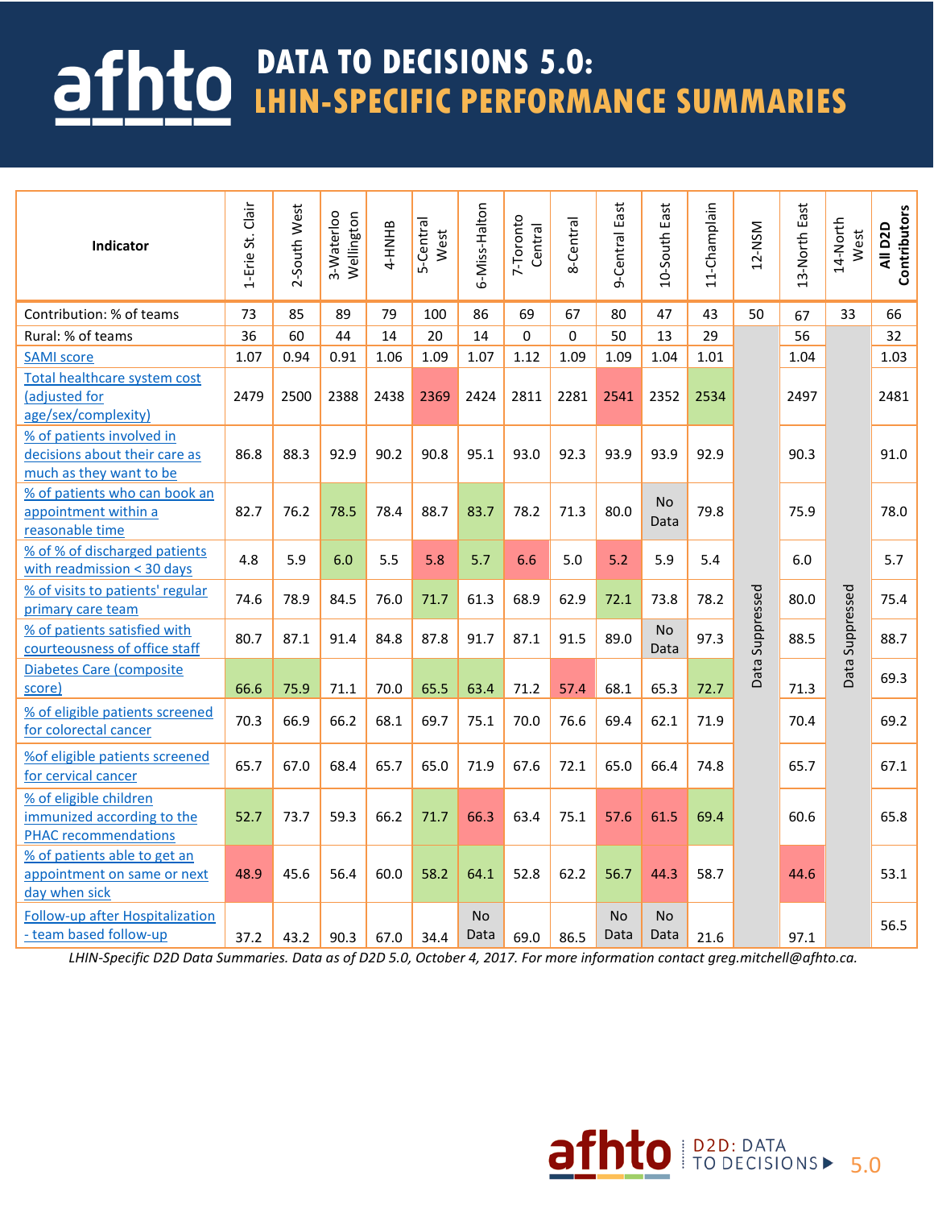# DATA TO DECISIONS 5.0: LHIN-SPECIFIC PERFORMANCE SUMMARIES

| Indicator | 1-Erie St. Clair | 2-South West | 3-Waterloo Wellington | 4-HNHB | 5-Central West | 6-Miss-Halton | 7-Toronto Central | 8-Central | 9-Central East | 10-South East | 11-Champlain | 12-NSM | 13-North East | 14-North West | All D2D Contributors |
|---|---|---|---|---|---|---|---|---|---|---|---|---|---|---|---|
| Contribution: % of teams | 73 | 85 | 89 | 79 | 100 | 86 | 69 | 67 | 80 | 47 | 43 | 50 | 67 | 33 | 66 |
| Rural: % of teams | 36 | 60 | 44 | 14 | 20 | 14 | 0 | 0 | 50 | 13 | 29 | Data Suppressed | 56 | Data Suppressed | 32 |
| SAMI score | 1.07 | 0.94 | 0.91 | 1.06 | 1.09 | 1.07 | 1.12 | 1.09 | 1.09 | 1.04 | 1.01 | | 1.04 | | 1.03 |
| Total healthcare system cost (adjusted for age/sex/complexity) | 2479 | 2500 | 2388 | 2438 | 2369 | 2424 | 2811 | 2281 | 2541 | 2352 | 2534 | | 2497 | | 2481 |
| % of patients involved in decisions about their care as much as they want to be | 86.8 | 88.3 | 92.9 | 90.2 | 90.8 | 95.1 | 93.0 | 92.3 | 93.9 | 93.9 | 92.9 | | 90.3 | | 91.0 |
| % of patients who can book an appointment within a reasonable time | 82.7 | 76.2 | 78.5 | 78.4 | 88.7 | 83.7 | 78.2 | 71.3 | 80.0 | No Data | 79.8 | | 75.9 | | 78.0 |
| % of % of discharged patients with readmission < 30 days | 4.8 | 5.9 | 6.0 | 5.5 | 5.8 | 5.7 | 6.6 | 5.0 | 5.2 | 5.9 | 5.4 | | 6.0 | | 5.7 |
| % of visits to patients' regular primary care team | 74.6 | 78.9 | 84.5 | 76.0 | 71.7 | 61.3 | 68.9 | 62.9 | 72.1 | 73.8 | 78.2 | | 80.0 | | 75.4 |
| % of patients satisfied with courteousness of office staff | 80.7 | 87.1 | 91.4 | 84.8 | 87.8 | 91.7 | 87.1 | 91.5 | 89.0 | No Data | 97.3 | | 88.5 | | 88.7 |
| Diabetes Care (composite score) | 66.6 | 75.9 | 71.1 | 70.0 | 65.5 | 63.4 | 71.2 | 57.4 | 68.1 | 65.3 | 72.7 | | 71.3 | | 69.3 |
| % of eligible patients screened for colorectal cancer | 70.3 | 66.9 | 66.2 | 68.1 | 69.7 | 75.1 | 70.0 | 76.6 | 69.4 | 62.1 | 71.9 | | 70.4 | | 69.2 |
| %of eligible patients screened for cervical cancer | 65.7 | 67.0 | 68.4 | 65.7 | 65.0 | 71.9 | 67.6 | 72.1 | 65.0 | 66.4 | 74.8 | | 65.7 | | 67.1 |
| % of eligible children immunized according to the PHAC recommendations | 52.7 | 73.7 | 59.3 | 66.2 | 71.7 | 66.3 | 63.4 | 75.1 | 57.6 | 61.5 | 69.4 | | 60.6 | | 65.8 |
| % of patients able to get an appointment on same or next day when sick | 48.9 | 45.6 | 56.4 | 60.0 | 58.2 | 64.1 | 52.8 | 62.2 | 56.7 | 44.3 | 58.7 | | 44.6 | | 53.1 |
| Follow-up after Hospitalization - team based follow-up | 37.2 | 43.2 | 90.3 | 67.0 | 34.4 | No Data | 69.0 | 86.5 | No Data | No Data | 21.6 | | 97.1 | | 56.5 |

*LHIN-Specific D2D Data Summaries. Data as of D2D 5.0, October 4, 2017. For more information contact greg.mitchell@afhto.ca.*